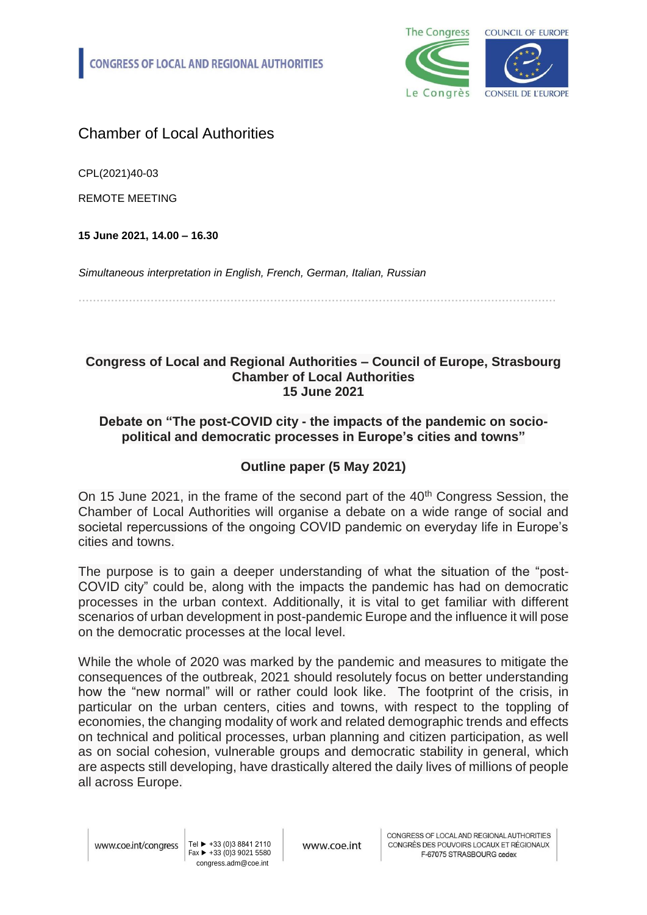CONGRESS OF LOCAL AND REGIONAL AUTHORITIES

# Chamber of Local Authorities

CPL(2021)40-03

REMOTE MEETING

**15 June 2021, 14.00 – 16.30**

*Simultaneous interpretation in English, French, German, Italian, Russian*

## Congress of Local and Regional Authorities – Council of Europe, Strasbourg
## Chamber of Local Authorities
## 15 June 2021

### Debate on “The post-COVID city - the impacts of the pandemic on socio-political and democratic processes in Europe’s cities and towns”

### Outline paper (5 May 2021)

On 15 June 2021, in the frame of the second part of the 40th Congress Session, the Chamber of Local Authorities will organise a debate on a wide range of social and societal repercussions of the ongoing COVID pandemic on everyday life in Europe’s cities and towns.

The purpose is to gain a deeper understanding of what the situation of the “post-COVID city” could be, along with the impacts the pandemic has had on democratic processes in the urban context. Additionally, it is vital to get familiar with different scenarios of urban development in post-pandemic Europe and the influence it will pose on the democratic processes at the local level.

While the whole of 2020 was marked by the pandemic and measures to mitigate the consequences of the outbreak, 2021 should resolutely focus on better understanding how the “new normal” will or rather could look like. The footprint of the crisis, in particular on the urban centers, cities and towns, with respect to the toppling of economies, the changing modality of work and related demographic trends and effects on technical and political processes, urban planning and citizen participation, as well as on social cohesion, vulnerable groups and democratic stability in general, which are aspects still developing, have drastically altered the daily lives of millions of people all across Europe.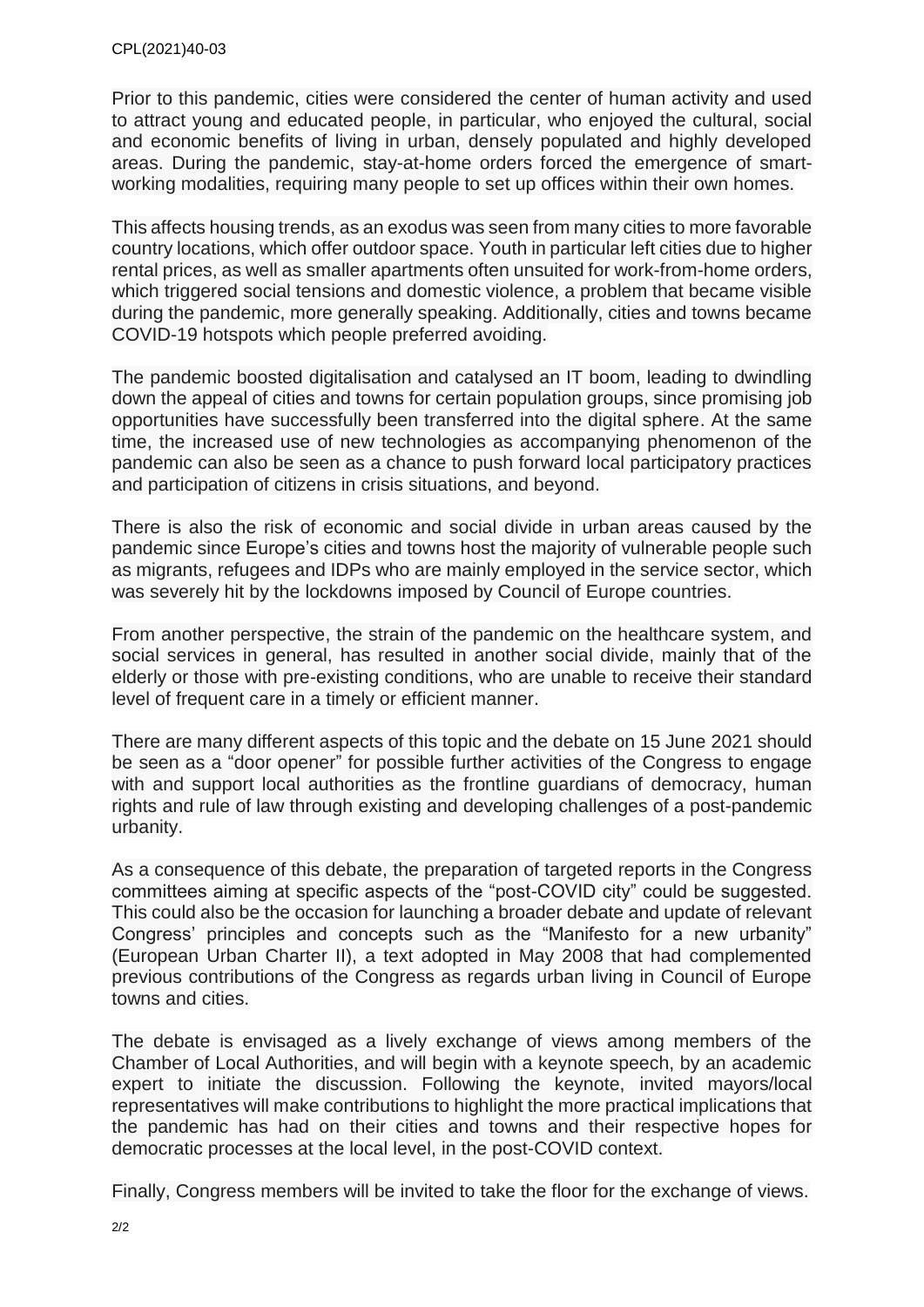Prior to this pandemic, cities were considered the center of human activity and used to attract young and educated people, in particular, who enjoyed the cultural, social and economic benefits of living in urban, densely populated and highly developed areas. During the pandemic, stay-at-home orders forced the emergence of smart-working modalities, requiring many people to set up offices within their own homes.

This affects housing trends, as an exodus was seen from many cities to more favorable country locations, which offer outdoor space. Youth in particular left cities due to higher rental prices, as well as smaller apartments often unsuited for work-from-home orders, which triggered social tensions and domestic violence, a problem that became visible during the pandemic, more generally speaking. Additionally, cities and towns became COVID-19 hotspots which people preferred avoiding.

The pandemic boosted digitalisation and catalysed an IT boom, leading to dwindling down the appeal of cities and towns for certain population groups, since promising job opportunities have successfully been transferred into the digital sphere. At the same time, the increased use of new technologies as accompanying phenomenon of the pandemic can also be seen as a chance to push forward local participatory practices and participation of citizens in crisis situations, and beyond.

There is also the risk of economic and social divide in urban areas caused by the pandemic since Europe's cities and towns host the majority of vulnerable people such as migrants, refugees and IDPs who are mainly employed in the service sector, which was severely hit by the lockdowns imposed by Council of Europe countries.

From another perspective, the strain of the pandemic on the healthcare system, and social services in general, has resulted in another social divide, mainly that of the elderly or those with pre-existing conditions, who are unable to receive their standard level of frequent care in a timely or efficient manner.

There are many different aspects of this topic and the debate on 15 June 2021 should be seen as a "door opener" for possible further activities of the Congress to engage with and support local authorities as the frontline guardians of democracy, human rights and rule of law through existing and developing challenges of a post-pandemic urbanity.

As a consequence of this debate, the preparation of targeted reports in the Congress committees aiming at specific aspects of the "post-COVID city" could be suggested. This could also be the occasion for launching a broader debate and update of relevant Congress' principles and concepts such as the "Manifesto for a new urbanity" (European Urban Charter II), a text adopted in May 2008 that had complemented previous contributions of the Congress as regards urban living in Council of Europe towns and cities.

The debate is envisaged as a lively exchange of views among members of the Chamber of Local Authorities, and will begin with a keynote speech, by an academic expert to initiate the discussion. Following the keynote, invited mayors/local representatives will make contributions to highlight the more practical implications that the pandemic has had on their cities and towns and their respective hopes for democratic processes at the local level, in the post-COVID context.

Finally, Congress members will be invited to take the floor for the exchange of views.